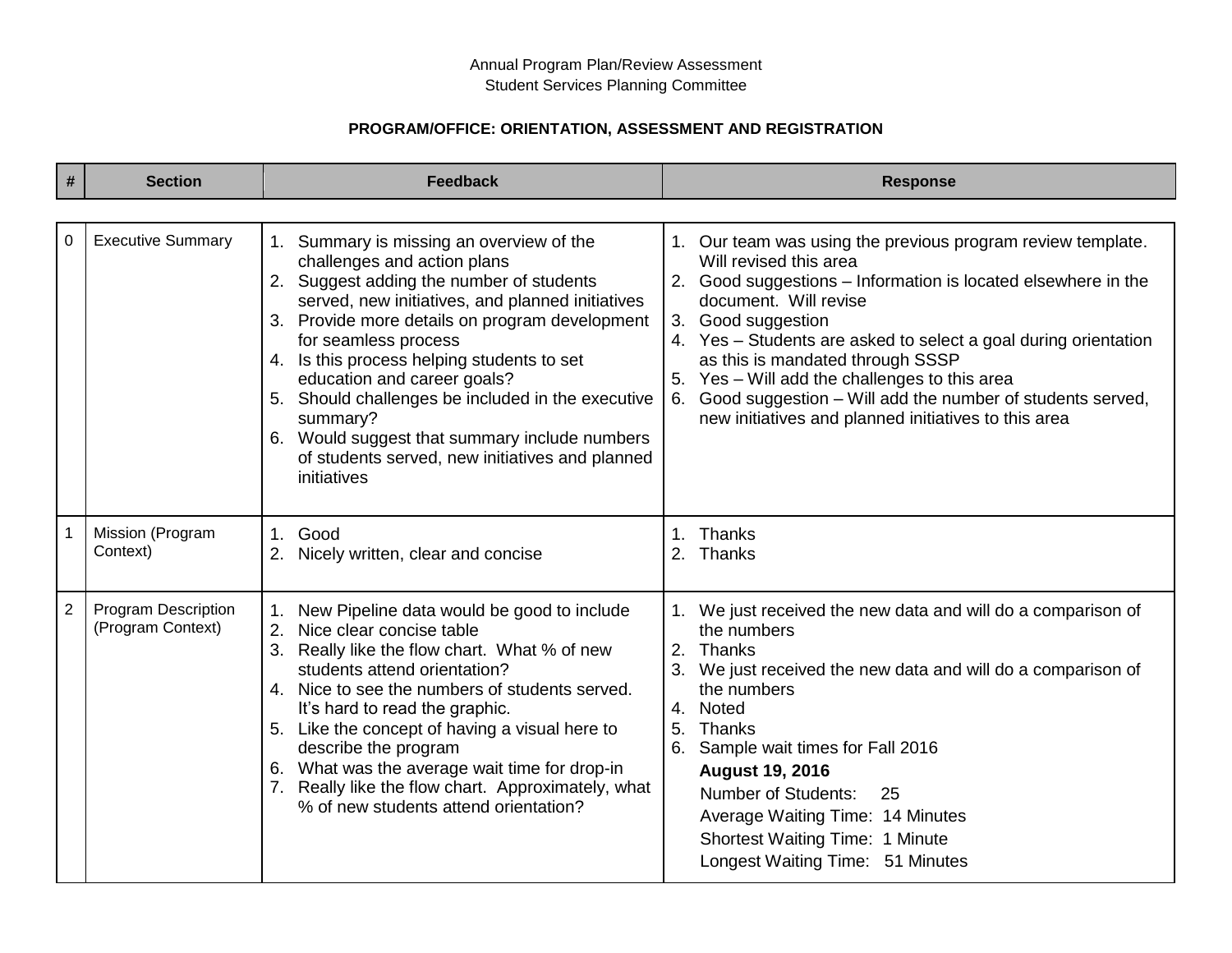Annual Program Plan/Review Assessment
Student Services Planning Committee

**PROGRAM/OFFICE: ORIENTATION, ASSESSMENT AND REGISTRATION**

| # | Section | Feedback | Response |
|---|---|---|---|
| 0 | Executive Summary | 1. Summary is missing an overview of the challenges and action plans<br>2. Suggest adding the number of students served, new initiatives, and planned initiatives<br>3. Provide more details on program development for seamless process<br>4. Is this process helping students to set education and career goals?<br>5. Should challenges be included in the executive summary?<br>6. Would suggest that summary include numbers of students served, new initiatives and planned initiatives | 1. Our team was using the previous program review template. Will revised this area<br>2. Good suggestions – Information is located elsewhere in the document. Will revise<br>3. Good suggestion<br>4. Yes – Students are asked to select a goal during orientation as this is mandated through SSSP<br>5. Yes – Will add the challenges to this area<br>6. Good suggestion – Will add the number of students served, new initiatives and planned initiatives to this area |
| 1 | Mission (Program Context) | 1. Good<br>2. Nicely written, clear and concise | 1. Thanks<br>2. Thanks |
| 2 | Program Description (Program Context) | 1. New Pipeline data would be good to include<br>2. Nice clear concise table<br>3. Really like the flow chart. What % of new students attend orientation?<br>4. Nice to see the numbers of students served. It's hard to read the graphic.<br>5. Like the concept of having a visual here to describe the program<br>6. What was the average wait time for drop-in<br>7. Really like the flow chart. Approximately, what % of new students attend orientation? | 1. We just received the new data and will do a comparison of the numbers<br>2. Thanks<br>3. We just received the new data and will do a comparison of the numbers<br>4. Noted<br>5. Thanks<br>6. Sample wait times for Fall 2016<br>**August 19, 2016**<br>Number of Students: 25<br>Average Waiting Time: 14 Minutes<br>Shortest Waiting Time: 1 Minute<br>Longest Waiting Time: 51 Minutes |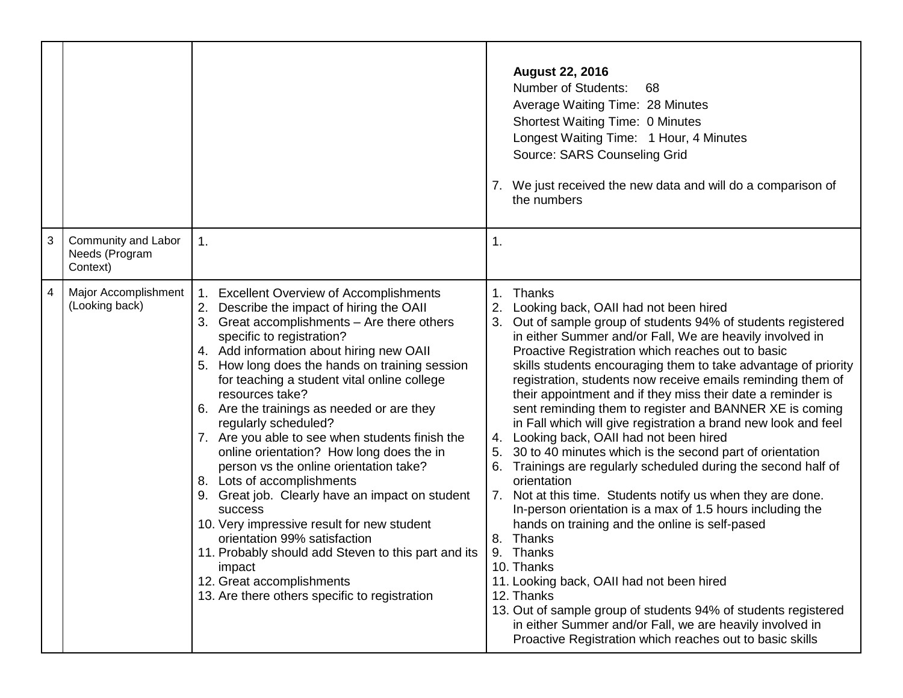| | | | |
|---|---|---|---|
| | | | **August 22, 2016**<br>Number of Students: 68<br>Average Waiting Time: 28 Minutes<br>Shortest Waiting Time: 0 Minutes<br>Longest Waiting Time: 1 Hour, 4 Minutes<br>Source: SARS Counseling Grid<br><br>7. We just received the new data and will do a comparison of the numbers |
| 3 | Community and Labor Needs (Program Context) | 1. | 1. |
| 4 | Major Accomplishment (Looking back) | 1. Excellent Overview of Accomplishments<br>2. Describe the impact of hiring the OAII<br>3. Great accomplishments – Are there others specific to registration?<br>4. Add information about hiring new OAII<br>5. How long does the hands on training session for teaching a student vital online college resources take?<br>6. Are the trainings as needed or are they regularly scheduled?<br>7. Are you able to see when students finish the online orientation? How long does the in person vs the online orientation take?<br>8. Lots of accomplishments<br>9. Great job. Clearly have an impact on student success<br>10. Very impressive result for new student orientation 99% satisfaction<br>11. Probably should add Steven to this part and its impact<br>12. Great accomplishments<br>13. Are there others specific to registration | 1. Thanks<br>2. Looking back, OAII had not been hired<br>3. Out of sample group of students 94% of students registered in either Summer and/or Fall, We are heavily involved in Proactive Registration which reaches out to basic skills students encouraging them to take advantage of priority registration, students now receive emails reminding them of their appointment and if they miss their date a reminder is sent reminding them to register and BANNER XE is coming in Fall which will give registration a brand new look and feel<br>4. Looking back, OAII had not been hired<br>5. 30 to 40 minutes which is the second part of orientation<br>6. Trainings are regularly scheduled during the second half of orientation<br>7. Not at this time. Students notify us when they are done. In-person orientation is a max of 1.5 hours including the hands on training and the online is self-pased<br>8. Thanks<br>9. Thanks<br>10. Thanks<br>11. Looking back, OAII had not been hired<br>12. Thanks<br>13. Out of sample group of students 94% of students registered in either Summer and/or Fall, we are heavily involved in Proactive Registration which reaches out to basic skills |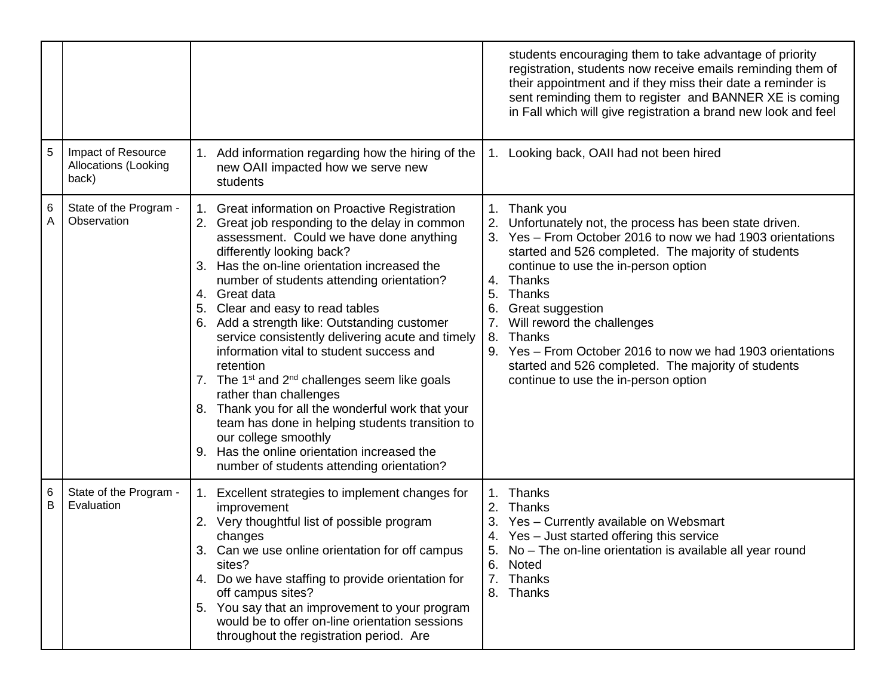|  |  |  |  |
|---|---|---|---|
|  |  |  | students encouraging them to take advantage of priority registration, students now receive emails reminding them of their appointment and if they miss their date a reminder is sent reminding them to register and BANNER XE is coming in Fall which will give registration a brand new look and feel |
| 5 | Impact of Resource Allocations (Looking back) | 1. Add information regarding how the hiring of the new OAII impacted how we serve new students | 1. Looking back, OAII had not been hired |
| 6 A | State of the Program - Observation | 1. Great information on Proactive Registration<br>2. Great job responding to the delay in common assessment. Could we have done anything differently looking back?<br>3. Has the on-line orientation increased the number of students attending orientation?<br>4. Great data<br>5. Clear and easy to read tables<br>6. Add a strength like: Outstanding customer service consistently delivering acute and timely information vital to student success and retention<br>7. The 1st and 2nd challenges seem like goals rather than challenges<br>8. Thank you for all the wonderful work that your team has done in helping students transition to our college smoothly<br>9. Has the online orientation increased the number of students attending orientation? | 1. Thank you<br>2. Unfortunately not, the process has been state driven.<br>3. Yes – From October 2016 to now we had 1903 orientations started and 526 completed. The majority of students continue to use the in-person option<br>4. Thanks<br>5. Thanks<br>6. Great suggestion<br>7. Will reword the challenges<br>8. Thanks<br>9. Yes – From October 2016 to now we had 1903 orientations started and 526 completed. The majority of students continue to use the in-person option |
| 6 B | State of the Program - Evaluation | 1. Excellent strategies to implement changes for improvement<br>2. Very thoughtful list of possible program changes<br>3. Can we use online orientation for off campus sites?<br>4. Do we have staffing to provide orientation for off campus sites?<br>5. You say that an improvement to your program would be to offer on-line orientation sessions throughout the registration period. Are | 1. Thanks<br>2. Thanks<br>3. Yes – Currently available on Websmart<br>4. Yes – Just started offering this service<br>5. No – The on-line orientation is available all year round<br>6. Noted<br>7. Thanks<br>8. Thanks |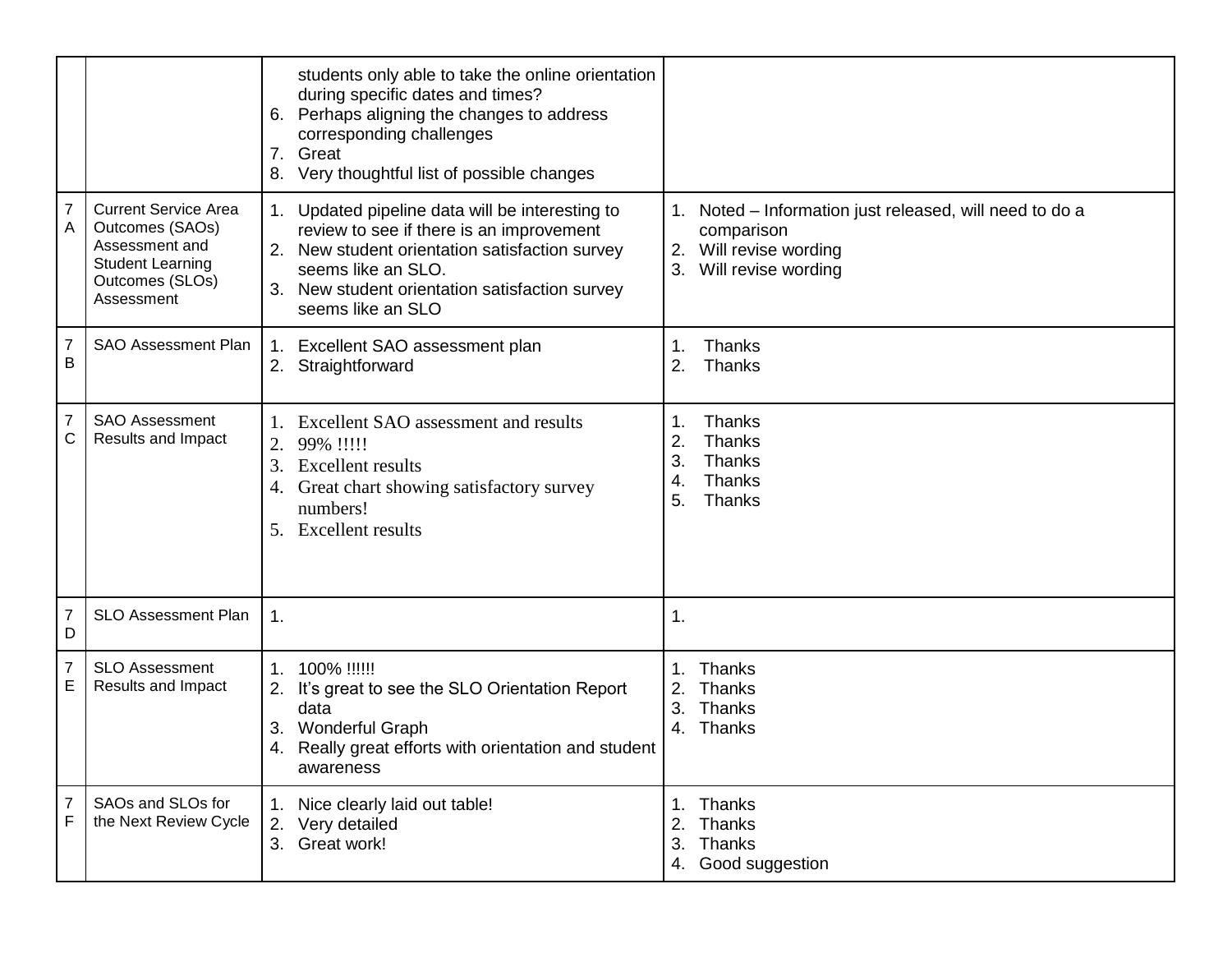| | | | |
|---|---|---|---|
| | | students only able to take the online orientation during specific dates and times?<br>6. Perhaps aligning the changes to address corresponding challenges<br>7. Great<br>8. Very thoughtful list of possible changes | |
| 7 A | Current Service Area Outcomes (SAOs) Assessment and Student Learning Outcomes (SLOs) Assessment | 1. Updated pipeline data will be interesting to review to see if there is an improvement<br>2. New student orientation satisfaction survey seems like an SLO.<br>3. New student orientation satisfaction survey seems like an SLO | 1. Noted – Information just released, will need to do a comparison<br>2. Will revise wording<br>3. Will revise wording |
| 7 B | SAO Assessment Plan | 1. Excellent SAO assessment plan<br>2. Straightforward | 1. Thanks<br>2. Thanks |
| 7 C | SAO Assessment Results and Impact | 1. Excellent SAO assessment and results<br>2. 99% !!!!!<br>3. Excellent results<br>4. Great chart showing satisfactory survey numbers!<br>5. Excellent results | 1. Thanks<br>2. Thanks<br>3. Thanks<br>4. Thanks<br>5. Thanks |
| 7 D | SLO Assessment Plan | 1. | 1. |
| 7 E | SLO Assessment Results and Impact | 1. 100% !!!!!!<br>2. It's great to see the SLO Orientation Report data<br>3. Wonderful Graph<br>4. Really great efforts with orientation and student awareness | 1. Thanks<br>2. Thanks<br>3. Thanks<br>4. Thanks |
| 7 F | SAOs and SLOs for the Next Review Cycle | 1. Nice clearly laid out table!<br>2. Very detailed<br>3. Great work! | 1. Thanks<br>2. Thanks<br>3. Thanks<br>4. Good suggestion |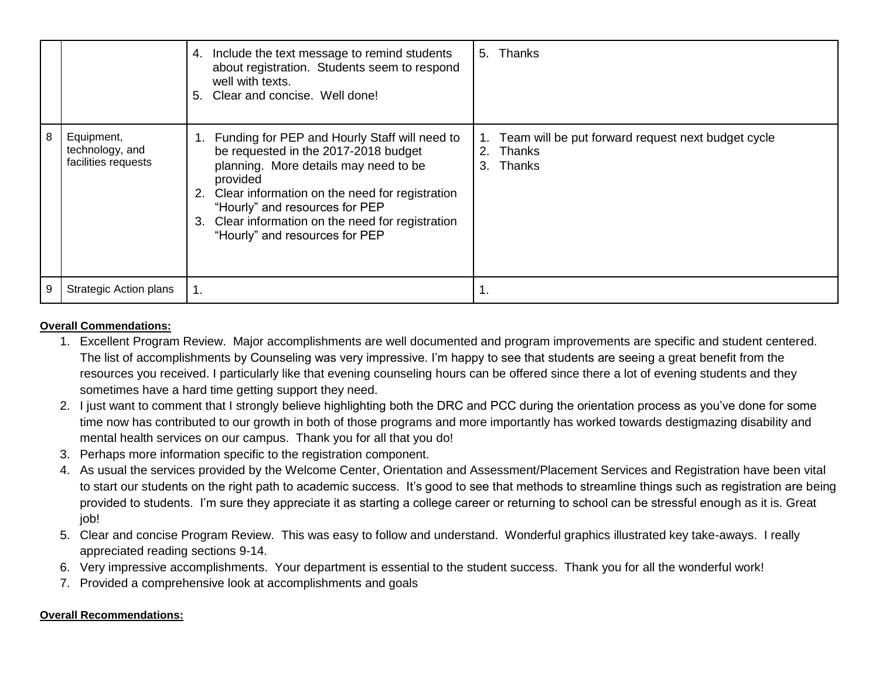| | | | |
|---|---|---|---|
| | | 4. Include the text message to remind students about registration. Students seem to respond well with texts.<br>5. Clear and concise. Well done! | 5. Thanks |
| 8 | Equipment, technology, and facilities requests | 1. Funding for PEP and Hourly Staff will need to be requested in the 2017-2018 budget planning. More details may need to be provided<br>2. Clear information on the need for registration "Hourly" and resources for PEP<br>3. Clear information on the need for registration "Hourly" and resources for PEP | 1. Team will be put forward request next budget cycle<br>2. Thanks<br>3. Thanks |
| 9 | Strategic Action plans | 1. | 1. |

**Overall Commendations:**

1. Excellent Program Review. Major accomplishments are well documented and program improvements are specific and student centered. The list of accomplishments by Counseling was very impressive. I'm happy to see that students are seeing a great benefit from the resources you received. I particularly like that evening counseling hours can be offered since there a lot of evening students and they sometimes have a hard time getting support they need.
2. I just want to comment that I strongly believe highlighting both the DRC and PCC during the orientation process as you've done for some time now has contributed to our growth in both of those programs and more importantly has worked towards destigmazing disability and mental health services on our campus. Thank you for all that you do!
3. Perhaps more information specific to the registration component.
4. As usual the services provided by the Welcome Center, Orientation and Assessment/Placement Services and Registration have been vital to start our students on the right path to academic success. It's good to see that methods to streamline things such as registration are being provided to students. I'm sure they appreciate it as starting a college career or returning to school can be stressful enough as it is. Great job!
5. Clear and concise Program Review. This was easy to follow and understand. Wonderful graphics illustrated key take-aways. I really appreciated reading sections 9-14.
6. Very impressive accomplishments. Your department is essential to the student success. Thank you for all the wonderful work!
7. Provided a comprehensive look at accomplishments and goals

**Overall Recommendations:**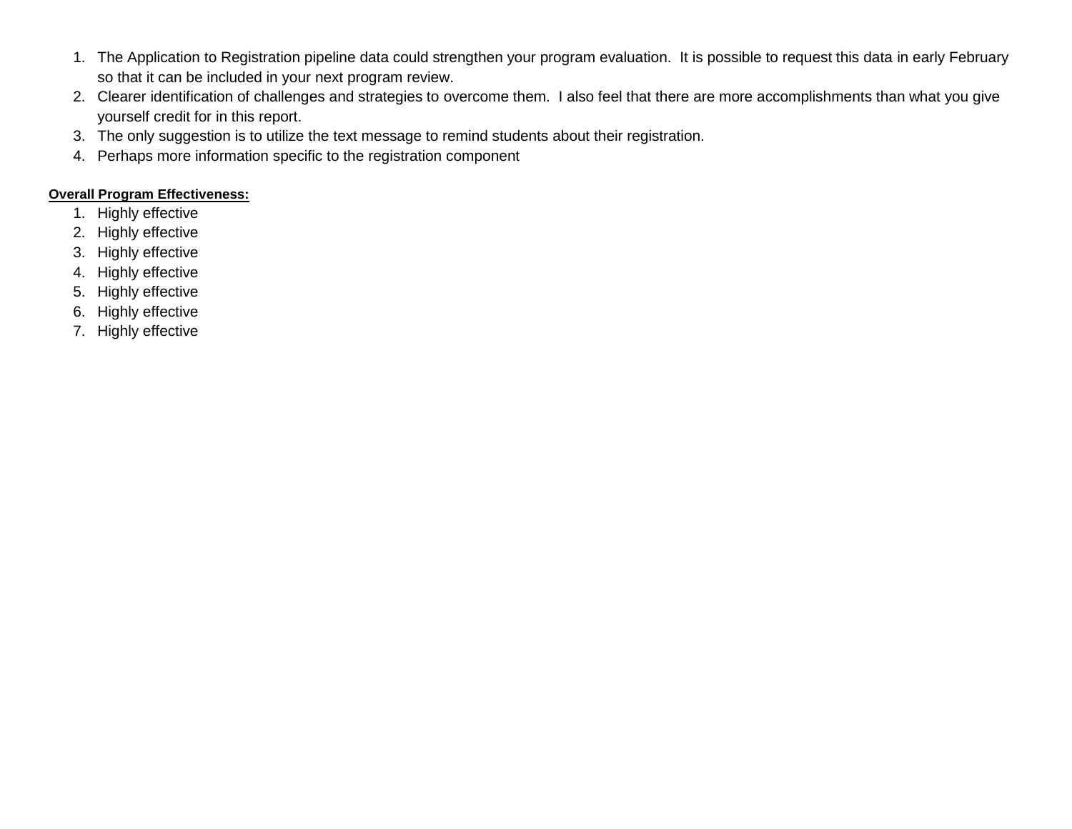1. The Application to Registration pipeline data could strengthen your program evaluation.  It is possible to request this data in early February so that it can be included in your next program review.
2. Clearer identification of challenges and strategies to overcome them.  I also feel that there are more accomplishments than what you give yourself credit for in this report.
3. The only suggestion is to utilize the text message to remind students about their registration.
4. Perhaps more information specific to the registration component

**<u>Overall Program Effectiveness:</u>**

1. Highly effective
2. Highly effective
3. Highly effective
4. Highly effective
5. Highly effective
6. Highly effective
7. Highly effective